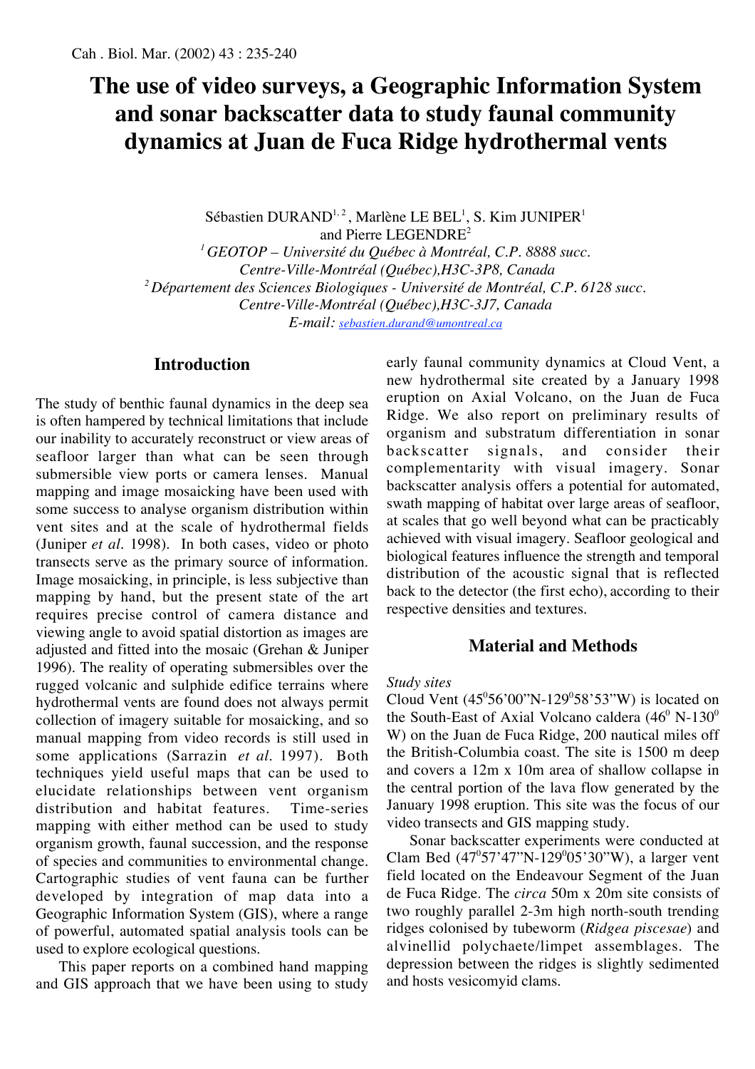# The use of video surveys, a Geographic Information System and sonar backscatter data to study faunal community dynamics at Juan de Fuca Ridge hydrothermal vents

Sébastien DURAND[1,2], Marlène LE BEL[1], S. Kim JUNIPER[1] and Pierre LEGENDRE[2]

[1] *GEOTOP – Université du Québec à Montréal, C.P. 8888 succ. Centre-Ville-Montréal (Québec),H3C-3P8, Canada*

[2] *Département des Sciences Biologiques - Université de Montréal, C.P. 6128 succ. Centre-Ville-Montréal (Québec),H3C-3J7, Canada*

*E-mail:* sebastien.durand@umontreal.ca

## Introduction

The study of benthic faunal dynamics in the deep sea is often hampered by technical limitations that include our inability to accurately reconstruct or view areas of seafloor larger than what can be seen through submersible view ports or camera lenses. Manual mapping and image mosaicking have been used with some success to analyse organism distribution within vent sites and at the scale of hydrothermal fields (Juniper *et al*. 1998). In both cases, video or photo transects serve as the primary source of information. Image mosaicking, in principle, is less subjective than mapping by hand, but the present state of the art requires precise control of camera distance and viewing angle to avoid spatial distortion as images are adjusted and fitted into the mosaic (Grehan & Juniper 1996). The reality of operating submersibles over the rugged volcanic and sulphide edifice terrains where hydrothermal vents are found does not always permit collection of imagery suitable for mosaicking, and so manual mapping from video records is still used in some applications (Sarrazin *et al*. 1997). Both techniques yield useful maps that can be used to elucidate relationships between vent organism distribution and habitat features. Time-series mapping with either method can be used to study organism growth, faunal succession, and the response of species and communities to environmental change. Cartographic studies of vent fauna can be further developed by integration of map data into a Geographic Information System (GIS), where a range of powerful, automated spatial analysis tools can be used to explore ecological questions.

This paper reports on a combined hand mapping and GIS approach that we have been using to study early faunal community dynamics at Cloud Vent, a new hydrothermal site created by a January 1998 eruption on Axial Volcano, on the Juan de Fuca Ridge. We also report on preliminary results of organism and substratum differentiation in sonar backscatter signals, and consider their complementarity with visual imagery. Sonar backscatter analysis offers a potential for automated, swath mapping of habitat over large areas of seafloor, at scales that go well beyond what can be practicably achieved with visual imagery. Seafloor geological and biological features influence the strength and temporal distribution of the acoustic signal that is reflected back to the detector (the first echo), according to their respective densities and textures.

## Material and Methods

*Study sites*

Cloud Vent (45°56'00"N-129°58'53"W) is located on the South-East of Axial Volcano caldera (46° N-130° W) on the Juan de Fuca Ridge, 200 nautical miles off the British-Columbia coast. The site is 1500 m deep and covers a 12m x 10m area of shallow collapse in the central portion of the lava flow generated by the January 1998 eruption. This site was the focus of our video transects and GIS mapping study.

Sonar backscatter experiments were conducted at Clam Bed (47°57'47"N-129°05'30"W), a larger vent field located on the Endeavour Segment of the Juan de Fuca Ridge. The *circa* 50m x 20m site consists of two roughly parallel 2-3m high north-south trending ridges colonised by tubeworm (*Ridgea piscesae*) and alvinellid polychaete/limpet assemblages. The depression between the ridges is slightly sedimented and hosts vesicomyid clams.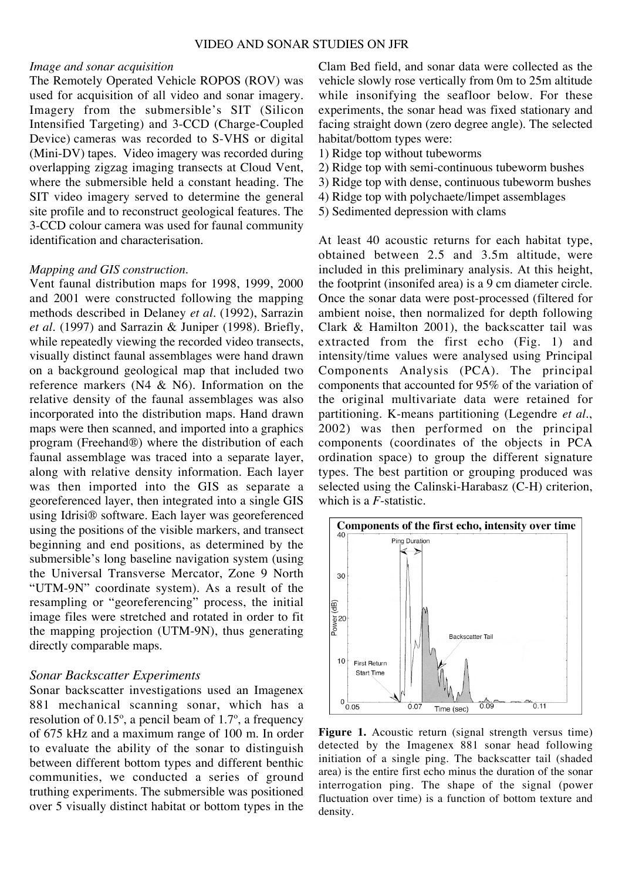### *Image and sonar acquisition*

The Remotely Operated Vehicle ROPOS (ROV) was used for acquisition of all video and sonar imagery. Imagery from the submersible's SIT (Silicon Intensified Targeting) and 3-CCD (Charge-Coupled Device) cameras was recorded to S-VHS or digital (Mini-DV) tapes. Video imagery was recorded during overlapping zigzag imaging transects at Cloud Vent, where the submersible held a constant heading. The SIT video imagery served to determine the general site profile and to reconstruct geological features. The 3-CCD colour camera was used for faunal community identification and characterisation.

### *Mapping and GIS construction.*

Vent faunal distribution maps for 1998, 1999, 2000 and 2001 were constructed following the mapping methods described in Delaney *et al*. (1992), Sarrazin *et al*. (1997) and Sarrazin & Juniper (1998). Briefly, while repeatedly viewing the recorded video transects, visually distinct faunal assemblages were hand drawn on a background geological map that included two reference markers (N4 & N6). Information on the relative density of the faunal assemblages was also incorporated into the distribution maps. Hand drawn maps were then scanned, and imported into a graphics program (Freehand®) where the distribution of each faunal assemblage was traced into a separate layer, along with relative density information. Each layer was then imported into the GIS as separate a georeferenced layer, then integrated into a single GIS using Idrisi® software. Each layer was georeferenced using the positions of the visible markers, and transect beginning and end positions, as determined by the submersible's long baseline navigation system (using the Universal Transverse Mercator, Zone 9 North "UTM-9N" coordinate system). As a result of the resampling or "georeferencing" process, the initial image files were stretched and rotated in order to fit the mapping projection (UTM-9N), thus generating directly comparable maps.

### *Sonar Backscatter Experiments*

Sonar backscatter investigations used an Imagenex 881 mechanical scanning sonar, which has a resolution of 0.15º, a pencil beam of 1.7º, a frequency of 675 kHz and a maximum range of 100 m. In order to evaluate the ability of the sonar to distinguish between different bottom types and different benthic communities, we conducted a series of ground truthing experiments. The submersible was positioned over 5 visually distinct habitat or bottom types in the Clam Bed field, and sonar data were collected as the vehicle slowly rose vertically from 0m to 25m altitude while insonifying the seafloor below. For these experiments, the sonar head was fixed stationary and facing straight down (zero degree angle). The selected habitat/bottom types were:

1) Ridge top without tubeworms
2) Ridge top with semi-continuous tubeworm bushes
3) Ridge top with dense, continuous tubeworm bushes
4) Ridge top with polychaete/limpet assemblages
5) Sedimented depression with clams

At least 40 acoustic returns for each habitat type, obtained between 2.5 and 3.5m altitude, were included in this preliminary analysis. At this height, the footprint (insonifed area) is a 9 cm diameter circle. Once the sonar data were post-processed (filtered for ambient noise, then normalized for depth following Clark & Hamilton 2001), the backscatter tail was extracted from the first echo (Fig. 1) and intensity/time values were analysed using Principal Components Analysis (PCA). The principal components that accounted for 95% of the variation of the original multivariate data were retained for partitioning. K-means partitioning (Legendre *et al*., 2002) was then performed on the principal components (coordinates of the objects in PCA ordination space) to group the different signature types. The best partition or grouping produced was selected using the Calinski-Harabasz (C-H) criterion, which is a $F$-statistic.

**Figure 1.** Acoustic return (signal strength versus time) detected by the Imagenex 881 sonar head following initiation of a single ping. The backscatter tail (shaded area) is the entire first echo minus the duration of the sonar interrogation ping. The shape of the signal (power fluctuation over time) is a function of bottom texture and density.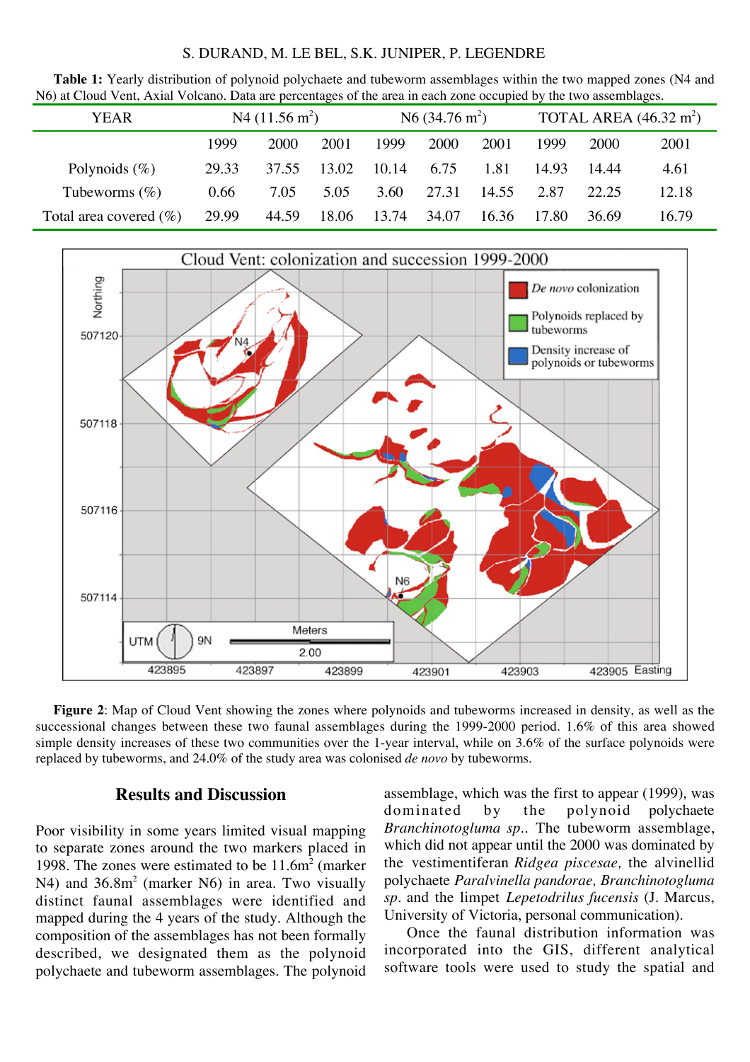**Table 1:** Yearly distribution of polynoid polychaete and tubeworm assemblages within the two mapped zones (N4 and N6) at Cloud Vent, Axial Volcano. Data are percentages of the area in each zone occupied by the two assemblages.

| YEAR | N4 ($11.56\ m^2$) | | | N6 ($34.76\ m^2$) | | | TOTAL AREA ($46.32\ m^2$) | | |
|---|---|---|---|---|---|---|---|---|---|
| | 1999 | 2000 | 2001 | 1999 | 2000 | 2001 | 1999 | 2000 | 2001 |
| Polynoids (%) | 29.33 | 37.55 | 13.02 | 10.14 | 6.75 | 1.81 | 14.93 | 14.44 | 4.61 |
| Tubeworms (%) | 0.66 | 7.05 | 5.05 | 3.60 | 27.31 | 14.55 | 2.87 | 22.25 | 12.18 |
| Total area covered (%) | 29.99 | 44.59 | 18.06 | 13.74 | 34.07 | 16.36 | 17.80 | 36.69 | 16.79 |

**Figure 2**: Map of Cloud Vent showing the zones where polynoids and tubeworms increased in density, as well as the successional changes between these two faunal assemblages during the 1999-2000 period. 1.6% of this area showed simple density increases of these two communities over the 1-year interval, while on 3.6% of the surface polynoids were replaced by tubeworms, and 24.0% of the study area was colonised *de novo* by tubeworms.

## Results and Discussion

Poor visibility in some years limited visual mapping to separate zones around the two markers placed in 1998. The zones were estimated to be $11.6m^2$ (marker N4) and $36.8m^2$ (marker N6) in area. Two visually distinct faunal assemblages were identified and mapped during the 4 years of the study. Although the composition of the assemblages has not been formally described, we designated them as the polynoid polychaete and tubeworm assemblages. The polynoid assemblage, which was the first to appear (1999), was dominated by the polynoid polychaete *Branchinotogluma sp.*. The tubeworm assemblage, which did not appear until the 2000 was dominated by the vestimentiferan *Ridgea piscesae,* the alvinellid polychaete *Paralvinella pandorae, Branchinotogluma sp*. and the limpet *Lepetodrilus fucensis* (J. Marcus, University of Victoria, personal communication).

Once the faunal distribution information was incorporated into the GIS, different analytical software tools were used to study the spatial and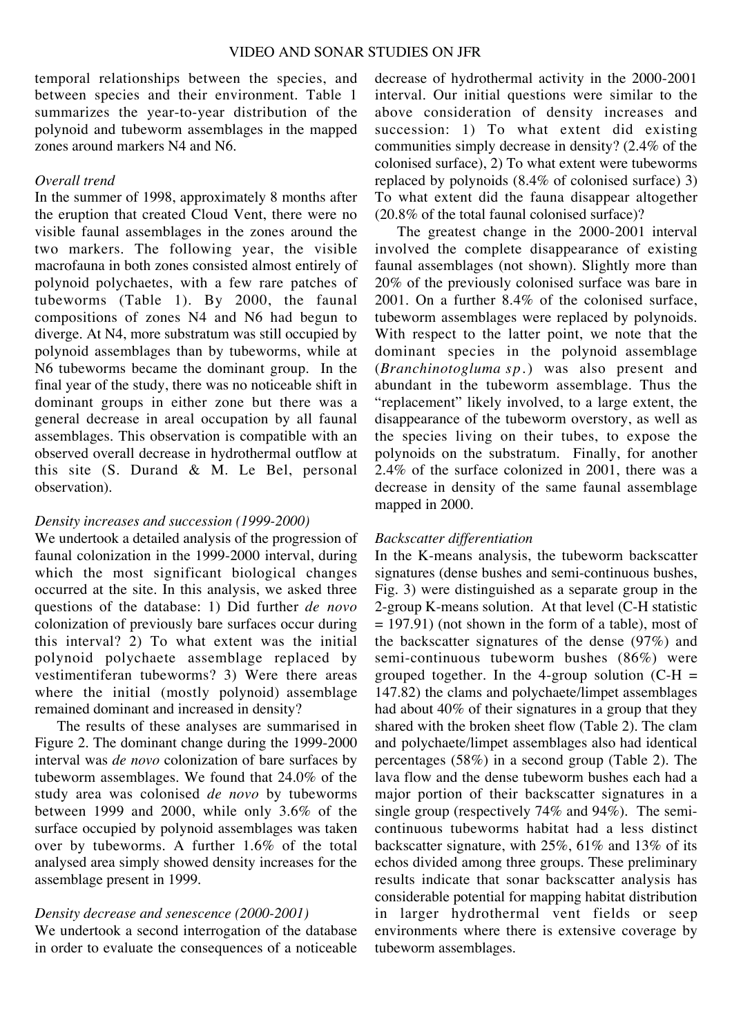temporal relationships between the species, and between species and their environment. Table 1 summarizes the year-to-year distribution of the polynoid and tubeworm assemblages in the mapped zones around markers N4 and N6.

### *Overall trend*

In the summer of 1998, approximately 8 months after the eruption that created Cloud Vent, there were no visible faunal assemblages in the zones around the two markers. The following year, the visible macrofauna in both zones consisted almost entirely of polynoid polychaetes, with a few rare patches of tubeworms (Table 1). By 2000, the faunal compositions of zones N4 and N6 had begun to diverge. At N4, more substratum was still occupied by polynoid assemblages than by tubeworms, while at N6 tubeworms became the dominant group. In the final year of the study, there was no noticeable shift in dominant groups in either zone but there was a general decrease in areal occupation by all faunal assemblages. This observation is compatible with an observed overall decrease in hydrothermal outflow at this site (S. Durand & M. Le Bel, personal observation).

### *Density increases and succession (1999-2000)*

We undertook a detailed analysis of the progression of faunal colonization in the 1999-2000 interval, during which the most significant biological changes occurred at the site. In this analysis, we asked three questions of the database: 1) Did further *de novo* colonization of previously bare surfaces occur during this interval? 2) To what extent was the initial polynoid polychaete assemblage replaced by vestimentiferan tubeworms? 3) Were there areas where the initial (mostly polynoid) assemblage remained dominant and increased in density?

The results of these analyses are summarised in Figure 2. The dominant change during the 1999-2000 interval was *de novo* colonization of bare surfaces by tubeworm assemblages. We found that 24.0% of the study area was colonised *de novo* by tubeworms between 1999 and 2000, while only 3.6% of the surface occupied by polynoid assemblages was taken over by tubeworms. A further 1.6% of the total analysed area simply showed density increases for the assemblage present in 1999.

### *Density decrease and senescence (2000-2001)*

We undertook a second interrogation of the database in order to evaluate the consequences of a noticeable decrease of hydrothermal activity in the 2000-2001 interval. Our initial questions were similar to the above consideration of density increases and succession: 1) To what extent did existing communities simply decrease in density? (2.4% of the colonised surface), 2) To what extent were tubeworms replaced by polynoids (8.4% of colonised surface) 3) To what extent did the fauna disappear altogether (20.8% of the total faunal colonised surface)?

The greatest change in the 2000-2001 interval involved the complete disappearance of existing faunal assemblages (not shown). Slightly more than 20% of the previously colonised surface was bare in 2001. On a further 8.4% of the colonised surface, tubeworm assemblages were replaced by polynoids. With respect to the latter point, we note that the dominant species in the polynoid assemblage (*Branchinotogluma sp.*) was also present and abundant in the tubeworm assemblage. Thus the "replacement" likely involved, to a large extent, the disappearance of the tubeworm overstory, as well as the species living on their tubes, to expose the polynoids on the substratum. Finally, for another 2.4% of the surface colonized in 2001, there was a decrease in density of the same faunal assemblage mapped in 2000.

### *Backscatter differentiation*

In the K-means analysis, the tubeworm backscatter signatures (dense bushes and semi-continuous bushes, Fig. 3) were distinguished as a separate group in the 2-group K-means solution. At that level (C-H statistic = 197.91) (not shown in the form of a table), most of the backscatter signatures of the dense (97%) and semi-continuous tubeworm bushes (86%) were grouped together. In the 4-group solution (C-H = 147.82) the clams and polychaete/limpet assemblages had about 40% of their signatures in a group that they shared with the broken sheet flow (Table 2). The clam and polychaete/limpet assemblages also had identical percentages (58%) in a second group (Table 2). The lava flow and the dense tubeworm bushes each had a major portion of their backscatter signatures in a single group (respectively 74% and 94%). The semi-continuous tubeworms habitat had a less distinct backscatter signature, with 25%, 61% and 13% of its echos divided among three groups. These preliminary results indicate that sonar backscatter analysis has considerable potential for mapping habitat distribution in larger hydrothermal vent fields or seep environments where there is extensive coverage by tubeworm assemblages.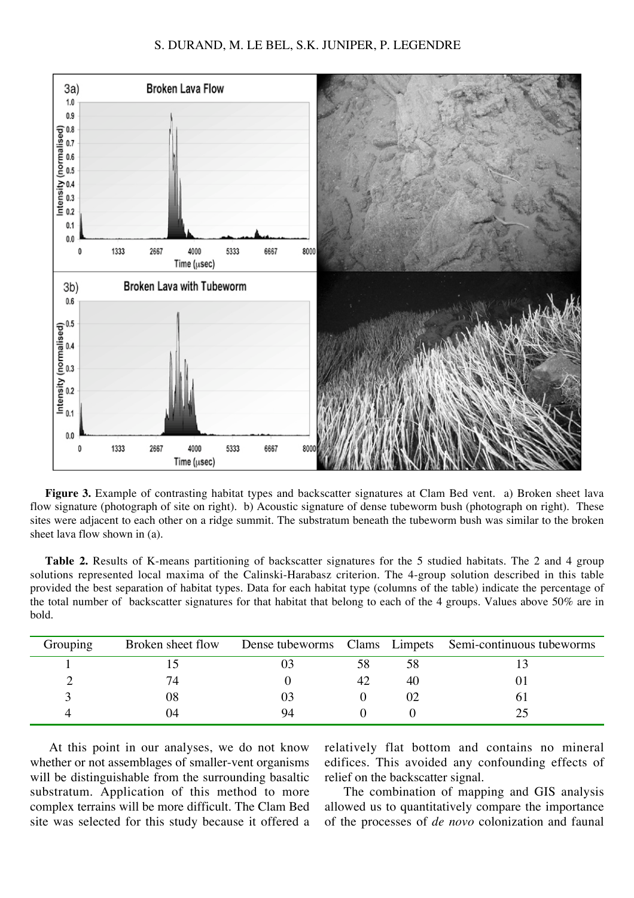**Figure 3.** Example of contrasting habitat types and backscatter signatures at Clam Bed vent. a) Broken sheet lava flow signature (photograph of site on right). b) Acoustic signature of dense tubeworm bush (photograph on right). These sites were adjacent to each other on a ridge summit. The substratum beneath the tubeworm bush was similar to the broken sheet lava flow shown in (a).

**Table 2.** Results of K-means partitioning of backscatter signatures for the 5 studied habitats. The 2 and 4 group solutions represented local maxima of the Calinski-Harabasz criterion. The 4-group solution described in this table provided the best separation of habitat types. Data for each habitat type (columns of the table) indicate the percentage of the total number of backscatter signatures for that habitat that belong to each of the 4 groups. Values above 50% are in bold.

| Grouping | Broken sheet flow | Dense tubeworms | Clams | Limpets | Semi-continuous tubeworms |
|---|---|---|---|---|---|
| 1 | 15 | 03 | 58 | 58 | 13 |
| 2 | 74 | 0 | 42 | 40 | 01 |
| 3 | 08 | 03 | 0 | 02 | 61 |
| 4 | 04 | 94 | 0 | 0 | 25 |

At this point in our analyses, we do not know whether or not assemblages of smaller-vent organisms will be distinguishable from the surrounding basaltic substratum. Application of this method to more complex terrains will be more difficult. The Clam Bed site was selected for this study because it offered a relatively flat bottom and contains no mineral edifices. This avoided any confounding effects of relief on the backscatter signal.

The combination of mapping and GIS analysis allowed us to quantitatively compare the importance of the processes of *de novo* colonization and faunal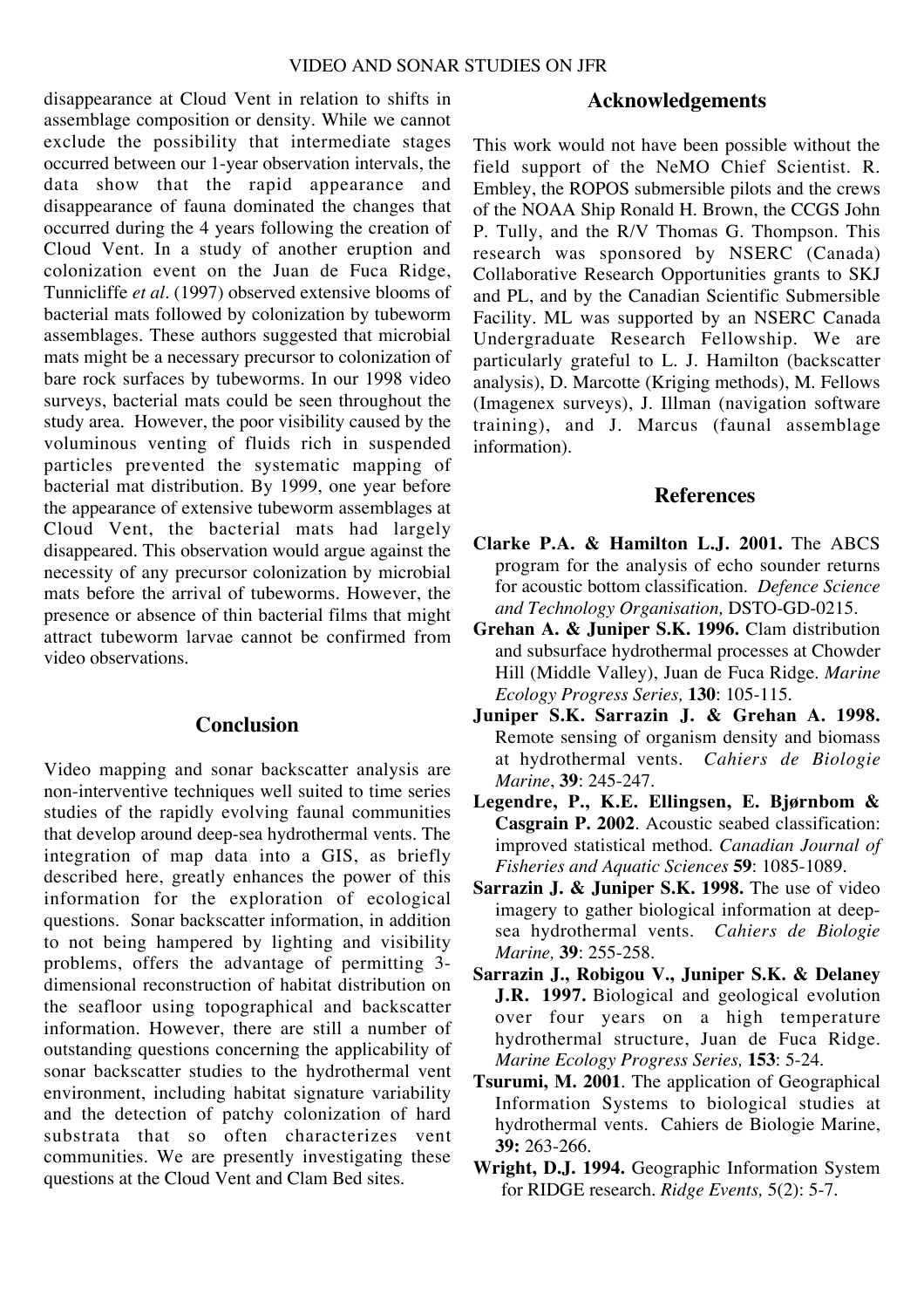disappearance at Cloud Vent in relation to shifts in assemblage composition or density. While we cannot exclude the possibility that intermediate stages occurred between our 1-year observation intervals, the data show that the rapid appearance and disappearance of fauna dominated the changes that occurred during the 4 years following the creation of Cloud Vent. In a study of another eruption and colonization event on the Juan de Fuca Ridge, Tunnicliffe *et al.* (1997) observed extensive blooms of bacterial mats followed by colonization by tubeworm assemblages. These authors suggested that microbial mats might be a necessary precursor to colonization of bare rock surfaces by tubeworms. In our 1998 video surveys, bacterial mats could be seen throughout the study area. However, the poor visibility caused by the voluminous venting of fluids rich in suspended particles prevented the systematic mapping of bacterial mat distribution. By 1999, one year before the appearance of extensive tubeworm assemblages at Cloud Vent, the bacterial mats had largely disappeared. This observation would argue against the necessity of any precursor colonization by microbial mats before the arrival of tubeworms. However, the presence or absence of thin bacterial films that might attract tubeworm larvae cannot be confirmed from video observations.

## Conclusion

Video mapping and sonar backscatter analysis are non-interventive techniques well suited to time series studies of the rapidly evolving faunal communities that develop around deep-sea hydrothermal vents. The integration of map data into a GIS, as briefly described here, greatly enhances the power of this information for the exploration of ecological questions. Sonar backscatter information, in addition to not being hampered by lighting and visibility problems, offers the advantage of permitting 3-dimensional reconstruction of habitat distribution on the seafloor using topographical and backscatter information. However, there are still a number of outstanding questions concerning the applicability of sonar backscatter studies to the hydrothermal vent environment, including habitat signature variability and the detection of patchy colonization of hard substrata that so often characterizes vent communities. We are presently investigating these questions at the Cloud Vent and Clam Bed sites.

## Acknowledgements

This work would not have been possible without the field support of the NeMO Chief Scientist. R. Embley, the ROPOS submersible pilots and the crews of the NOAA Ship Ronald H. Brown, the CCGS John P. Tully, and the R/V Thomas G. Thompson. This research was sponsored by NSERC (Canada) Collaborative Research Opportunities grants to SKJ and PL, and by the Canadian Scientific Submersible Facility. ML was supported by an NSERC Canada Undergraduate Research Fellowship. We are particularly grateful to L. J. Hamilton (backscatter analysis), D. Marcotte (Kriging methods), M. Fellows (Imagenex surveys), J. Illman (navigation software training), and J. Marcus (faunal assemblage information).

## References

**Clarke P.A. & Hamilton L.J. 2001.** The ABCS program for the analysis of echo sounder returns for acoustic bottom classification. *Defence Science and Technology Organisation,* DSTO-GD-0215.

**Grehan A. & Juniper S.K. 1996.** Clam distribution and subsurface hydrothermal processes at Chowder Hill (Middle Valley), Juan de Fuca Ridge. *Marine Ecology Progress Series,* **130**: 105-115.

**Juniper S.K. Sarrazin J. & Grehan A. 1998.** Remote sensing of organism density and biomass at hydrothermal vents. *Cahiers de Biologie Marine*, **39**: 245-247.

**Legendre, P., K.E. Ellingsen, E. Bjørnbom & Casgrain P. 2002**. Acoustic seabed classification: improved statistical method. *Canadian Journal of Fisheries and Aquatic Sciences* **59**: 1085-1089.

**Sarrazin J. & Juniper S.K. 1998.** The use of video imagery to gather biological information at deep-sea hydrothermal vents. *Cahiers de Biologie Marine,* **39**: 255-258.

**Sarrazin J., Robigou V., Juniper S.K. & Delaney J.R. 1997.** Biological and geological evolution over four years on a high temperature hydrothermal structure, Juan de Fuca Ridge. *Marine Ecology Progress Series,* **153**: 5-24.

**Tsurumi, M. 2001**. The application of Geographical Information Systems to biological studies at hydrothermal vents. Cahiers de Biologie Marine, **39:** 263-266.

**Wright, D.J. 1994.** Geographic Information System for RIDGE research. *Ridge Events,* 5(2): 5-7.